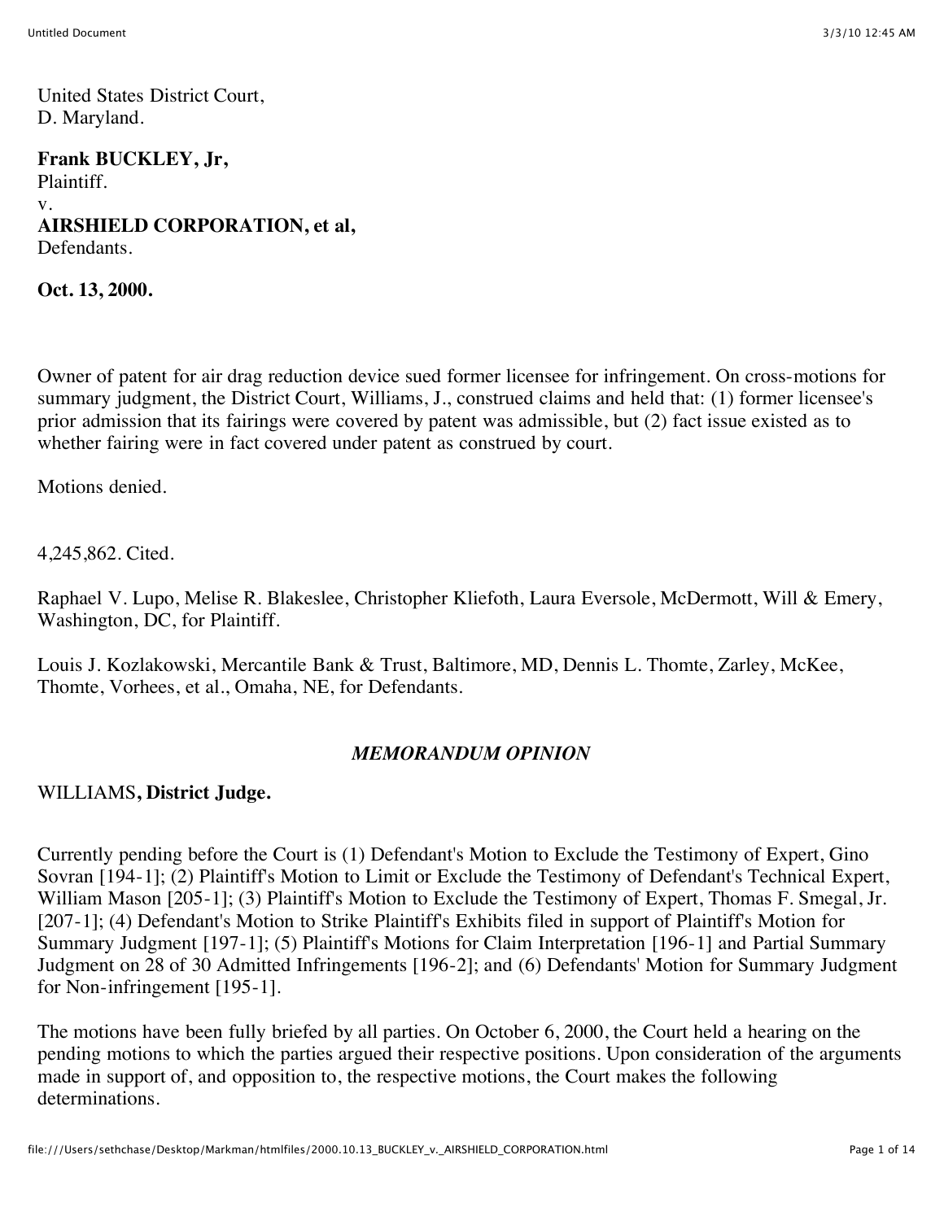United States District Court,
D. Maryland.

**Frank BUCKLEY, Jr,**
Plaintiff.
v.
**AIRSHIELD CORPORATION, et al,**
Defendants.

**Oct. 13, 2000.**

Owner of patent for air drag reduction device sued former licensee for infringement. On cross-motions for summary judgment, the District Court, Williams, J., construed claims and held that: (1) former licensee's prior admission that its fairings were covered by patent was admissible, but (2) fact issue existed as to whether fairing were in fact covered under patent as construed by court.

Motions denied.

4,245,862. Cited.

Raphael V. Lupo, Melise R. Blakeslee, Christopher Kliefoth, Laura Eversole, McDermott, Will & Emery, Washington, DC, for Plaintiff.

Louis J. Kozlakowski, Mercantile Bank & Trust, Baltimore, MD, Dennis L. Thomte, Zarley, McKee, Thomte, Vorhees, et al., Omaha, NE, for Defendants.

## *MEMORANDUM OPINION*

WILLIAMS**, District Judge.**

Currently pending before the Court is (1) Defendant's Motion to Exclude the Testimony of Expert, Gino Sovran [194-1]; (2) Plaintiff's Motion to Limit or Exclude the Testimony of Defendant's Technical Expert, William Mason [205-1]; (3) Plaintiff's Motion to Exclude the Testimony of Expert, Thomas F. Smegal, Jr. [207-1]; (4) Defendant's Motion to Strike Plaintiff's Exhibits filed in support of Plaintiff's Motion for Summary Judgment [197-1]; (5) Plaintiff's Motions for Claim Interpretation [196-1] and Partial Summary Judgment on 28 of 30 Admitted Infringements [196-2]; and (6) Defendants' Motion for Summary Judgment for Non-infringement [195-1].

The motions have been fully briefed by all parties. On October 6, 2000, the Court held a hearing on the pending motions to which the parties argued their respective positions. Upon consideration of the arguments made in support of, and opposition to, the respective motions, the Court makes the following determinations.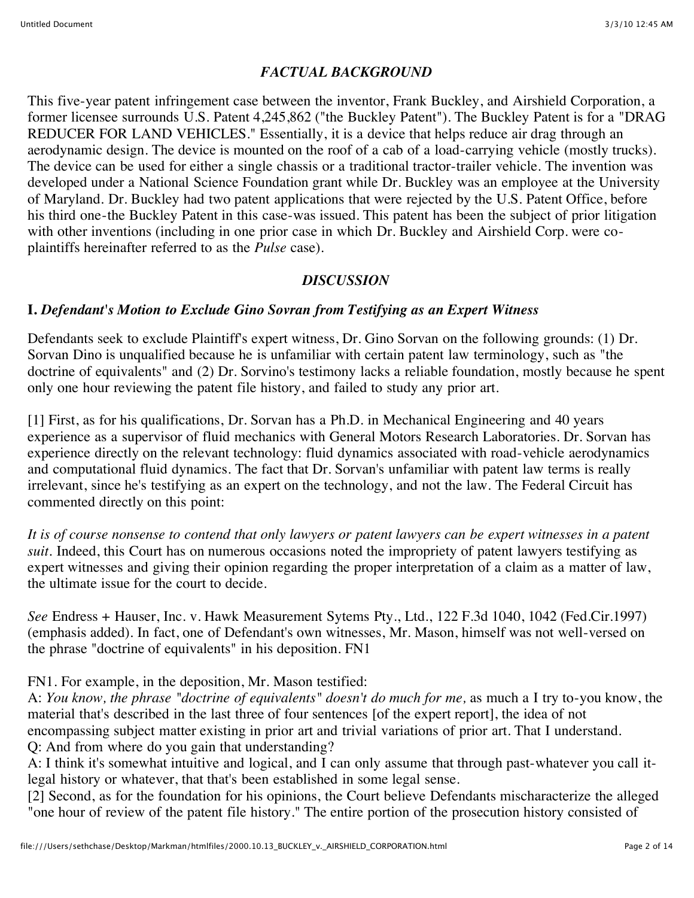## *FACTUAL BACKGROUND*

This five-year patent infringement case between the inventor, Frank Buckley, and Airshield Corporation, a former licensee surrounds U.S. Patent 4,245,862 ("the Buckley Patent"). The Buckley Patent is for a "DRAG REDUCER FOR LAND VEHICLES." Essentially, it is a device that helps reduce air drag through an aerodynamic design. The device is mounted on the roof of a cab of a load-carrying vehicle (mostly trucks). The device can be used for either a single chassis or a traditional tractor-trailer vehicle. The invention was developed under a National Science Foundation grant while Dr. Buckley was an employee at the University of Maryland. Dr. Buckley had two patent applications that were rejected by the U.S. Patent Office, before his third one-the Buckley Patent in this case-was issued. This patent has been the subject of prior litigation with other inventions (including in one prior case in which Dr. Buckley and Airshield Corp. were co-plaintiffs hereinafter referred to as the *Pulse* case).

## *DISCUSSION*

### **I.** *Defendant's Motion to Exclude Gino Sovran from Testifying as an Expert Witness*

Defendants seek to exclude Plaintiff's expert witness, Dr. Gino Sorvan on the following grounds: (1) Dr. Sorvan Dino is unqualified because he is unfamiliar with certain patent law terminology, such as "the doctrine of equivalents" and (2) Dr. Sorvino's testimony lacks a reliable foundation, mostly because he spent only one hour reviewing the patent file history, and failed to study any prior art.

[1] First, as for his qualifications, Dr. Sorvan has a Ph.D. in Mechanical Engineering and 40 years experience as a supervisor of fluid mechanics with General Motors Research Laboratories. Dr. Sorvan has experience directly on the relevant technology: fluid dynamics associated with road-vehicle aerodynamics and computational fluid dynamics. The fact that Dr. Sorvan's unfamiliar with patent law terms is really irrelevant, since he's testifying as an expert on the technology, and not the law. The Federal Circuit has commented directly on this point:

*It is of course nonsense to contend that only lawyers or patent lawyers can be expert witnesses in a patent suit*. Indeed, this Court has on numerous occasions noted the impropriety of patent lawyers testifying as expert witnesses and giving their opinion regarding the proper interpretation of a claim as a matter of law, the ultimate issue for the court to decide.

*See* Endress + Hauser, Inc. v. Hawk Measurement Sytems Pty., Ltd., 122 F.3d 1040, 1042 (Fed.Cir.1997) (emphasis added). In fact, one of Defendant's own witnesses, Mr. Mason, himself was not well-versed on the phrase "doctrine of equivalents" in his deposition. FN1

FN1. For example, in the deposition, Mr. Mason testified:
A: *You know, the phrase "doctrine of equivalents" doesn't do much for me,* as much a I try to-you know, the material that's described in the last three of four sentences [of the expert report], the idea of not encompassing subject matter existing in prior art and trivial variations of prior art. That I understand.
Q: And from where do you gain that understanding?
A: I think it's somewhat intuitive and logical, and I can only assume that through past-whatever you call it-legal history or whatever, that that's been established in some legal sense.

[2] Second, as for the foundation for his opinions, the Court believe Defendants mischaracterize the alleged "one hour of review of the patent file history." The entire portion of the prosecution history consisted of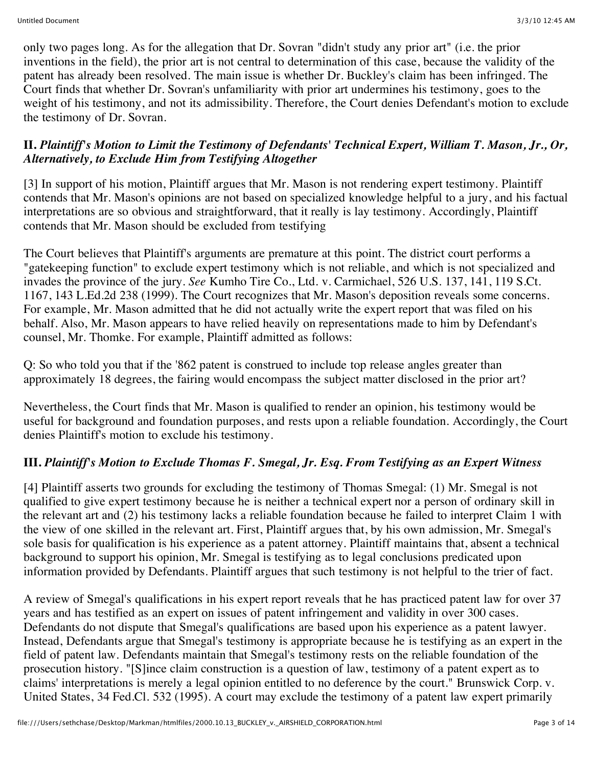only two pages long. As for the allegation that Dr. Sovran "didn't study any prior art" (i.e. the prior inventions in the field), the prior art is not central to determination of this case, because the validity of the patent has already been resolved. The main issue is whether Dr. Buckley's claim has been infringed. The Court finds that whether Dr. Sovran's unfamiliarity with prior art undermines his testimony, goes to the weight of his testimony, and not its admissibility. Therefore, the Court denies Defendant's motion to exclude the testimony of Dr. Sovran.

## II. *Plaintiff's Motion to Limit the Testimony of Defendants' Technical Expert, William T. Mason, Jr., Or, Alternatively, to Exclude Him from Testifying Altogether*

[3] In support of his motion, Plaintiff argues that Mr. Mason is not rendering expert testimony. Plaintiff contends that Mr. Mason's opinions are not based on specialized knowledge helpful to a jury, and his factual interpretations are so obvious and straightforward, that it really is lay testimony. Accordingly, Plaintiff contends that Mr. Mason should be excluded from testifying

The Court believes that Plaintiff's arguments are premature at this point. The district court performs a "gatekeeping function" to exclude expert testimony which is not reliable, and which is not specialized and invades the province of the jury. *See* Kumho Tire Co., Ltd. v. Carmichael, 526 U.S. 137, 141, 119 S.Ct. 1167, 143 L.Ed.2d 238 (1999). The Court recognizes that Mr. Mason's deposition reveals some concerns. For example, Mr. Mason admitted that he did not actually write the expert report that was filed on his behalf. Also, Mr. Mason appears to have relied heavily on representations made to him by Defendant's counsel, Mr. Thomke. For example, Plaintiff admitted as follows:

Q: So who told you that if the '862 patent is construed to include top release angles greater than approximately 18 degrees, the fairing would encompass the subject matter disclosed in the prior art?

Nevertheless, the Court finds that Mr. Mason is qualified to render an opinion, his testimony would be useful for background and foundation purposes, and rests upon a reliable foundation. Accordingly, the Court denies Plaintiff's motion to exclude his testimony.

## III. *Plaintiff's Motion to Exclude Thomas F. Smegal, Jr. Esq. From Testifying as an Expert Witness*

[4] Plaintiff asserts two grounds for excluding the testimony of Thomas Smegal: (1) Mr. Smegal is not qualified to give expert testimony because he is neither a technical expert nor a person of ordinary skill in the relevant art and (2) his testimony lacks a reliable foundation because he failed to interpret Claim 1 with the view of one skilled in the relevant art. First, Plaintiff argues that, by his own admission, Mr. Smegal's sole basis for qualification is his experience as a patent attorney. Plaintiff maintains that, absent a technical background to support his opinion, Mr. Smegal is testifying as to legal conclusions predicated upon information provided by Defendants. Plaintiff argues that such testimony is not helpful to the trier of fact.

A review of Smegal's qualifications in his expert report reveals that he has practiced patent law for over 37 years and has testified as an expert on issues of patent infringement and validity in over 300 cases. Defendants do not dispute that Smegal's qualifications are based upon his experience as a patent lawyer. Instead, Defendants argue that Smegal's testimony is appropriate because he is testifying as an expert in the field of patent law. Defendants maintain that Smegal's testimony rests on the reliable foundation of the prosecution history. "[S]ince claim construction is a question of law, testimony of a patent expert as to claims' interpretations is merely a legal opinion entitled to no deference by the court." Brunswick Corp. v. United States, 34 Fed.Cl. 532 (1995). A court may exclude the testimony of a patent law expert primarily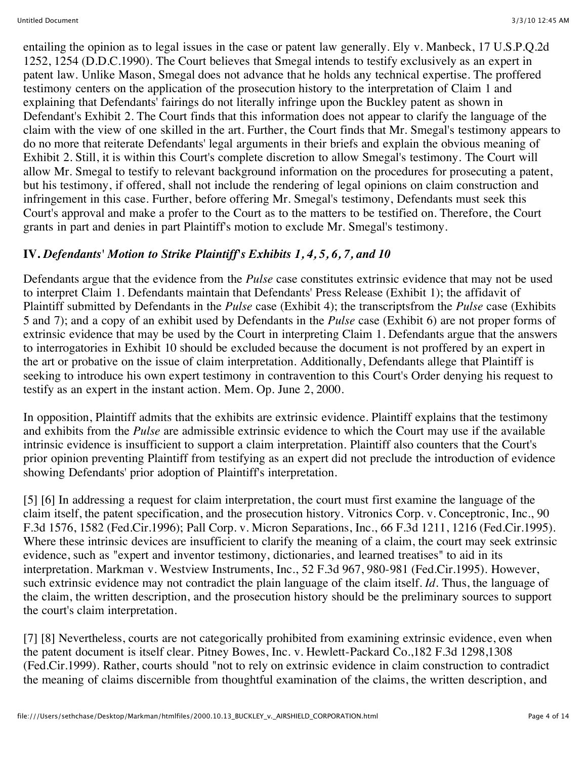entailing the opinion as to legal issues in the case or patent law generally. Ely v. Manbeck, 17 U.S.P.Q.2d 1252, 1254 (D.D.C.1990). The Court believes that Smegal intends to testify exclusively as an expert in patent law. Unlike Mason, Smegal does not advance that he holds any technical expertise. The proffered testimony centers on the application of the prosecution history to the interpretation of Claim 1 and explaining that Defendants' fairings do not literally infringe upon the Buckley patent as shown in Defendant's Exhibit 2. The Court finds that this information does not appear to clarify the language of the claim with the view of one skilled in the art. Further, the Court finds that Mr. Smegal's testimony appears to do no more that reiterate Defendants' legal arguments in their briefs and explain the obvious meaning of Exhibit 2. Still, it is within this Court's complete discretion to allow Smegal's testimony. The Court will allow Mr. Smegal to testify to relevant background information on the procedures for prosecuting a patent, but his testimony, if offered, shall not include the rendering of legal opinions on claim construction and infringement in this case. Further, before offering Mr. Smegal's testimony, Defendants must seek this Court's approval and make a profer to the Court as to the matters to be testified on. Therefore, the Court grants in part and denies in part Plaintiff's motion to exclude Mr. Smegal's testimony.

### IV. *Defendants' Motion to Strike Plaintiff's Exhibits 1, 4, 5, 6, 7, and 10*

Defendants argue that the evidence from the *Pulse* case constitutes extrinsic evidence that may not be used to interpret Claim 1. Defendants maintain that Defendants' Press Release (Exhibit 1); the affidavit of Plaintiff submitted by Defendants in the *Pulse* case (Exhibit 4); the transcriptsfrom the *Pulse* case (Exhibits 5 and 7); and a copy of an exhibit used by Defendants in the *Pulse* case (Exhibit 6) are not proper forms of extrinsic evidence that may be used by the Court in interpreting Claim 1. Defendants argue that the answers to interrogatories in Exhibit 10 should be excluded because the document is not proffered by an expert in the art or probative on the issue of claim interpretation. Additionally, Defendants allege that Plaintiff is seeking to introduce his own expert testimony in contravention to this Court's Order denying his request to testify as an expert in the instant action. Mem. Op. June 2, 2000.

In opposition, Plaintiff admits that the exhibits are extrinsic evidence. Plaintiff explains that the testimony and exhibits from the *Pulse* are admissible extrinsic evidence to which the Court may use if the available intrinsic evidence is insufficient to support a claim interpretation. Plaintiff also counters that the Court's prior opinion preventing Plaintiff from testifying as an expert did not preclude the introduction of evidence showing Defendants' prior adoption of Plaintiff's interpretation.

[5] [6] In addressing a request for claim interpretation, the court must first examine the language of the claim itself, the patent specification, and the prosecution history. Vitronics Corp. v. Conceptronic, Inc., 90 F.3d 1576, 1582 (Fed.Cir.1996); Pall Corp. v. Micron Separations, Inc., 66 F.3d 1211, 1216 (Fed.Cir.1995). Where these intrinsic devices are insufficient to clarify the meaning of a claim, the court may seek extrinsic evidence, such as "expert and inventor testimony, dictionaries, and learned treatises" to aid in its interpretation. Markman v. Westview Instruments, Inc., 52 F.3d 967, 980-981 (Fed.Cir.1995). However, such extrinsic evidence may not contradict the plain language of the claim itself. *Id*. Thus, the language of the claim, the written description, and the prosecution history should be the preliminary sources to support the court's claim interpretation.

[7] [8] Nevertheless, courts are not categorically prohibited from examining extrinsic evidence, even when the patent document is itself clear. Pitney Bowes, Inc. v. Hewlett-Packard Co.,182 F.3d 1298,1308 (Fed.Cir.1999). Rather, courts should "not to rely on extrinsic evidence in claim construction to contradict the meaning of claims discernible from thoughtful examination of the claims, the written description, and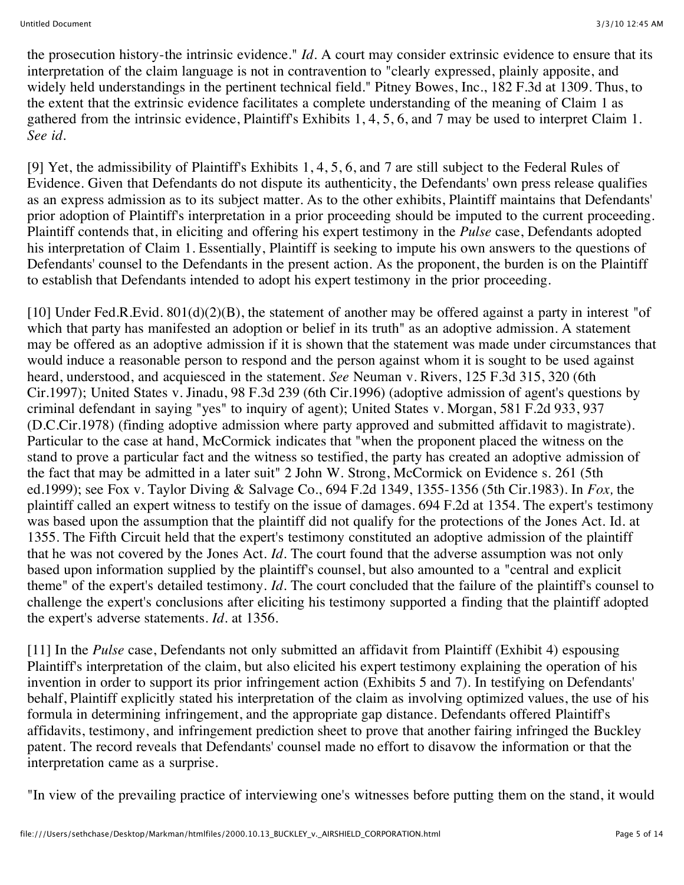the prosecution history-the intrinsic evidence." *Id*. A court may consider extrinsic evidence to ensure that its interpretation of the claim language is not in contravention to "clearly expressed, plainly apposite, and widely held understandings in the pertinent technical field." Pitney Bowes, Inc., 182 F.3d at 1309. Thus, to the extent that the extrinsic evidence facilitates a complete understanding of the meaning of Claim 1 as gathered from the intrinsic evidence, Plaintiff's Exhibits 1, 4, 5, 6, and 7 may be used to interpret Claim 1. *See id.*

[9] Yet, the admissibility of Plaintiff's Exhibits 1, 4, 5, 6, and 7 are still subject to the Federal Rules of Evidence. Given that Defendants do not dispute its authenticity, the Defendants' own press release qualifies as an express admission as to its subject matter. As to the other exhibits, Plaintiff maintains that Defendants' prior adoption of Plaintiff's interpretation in a prior proceeding should be imputed to the current proceeding. Plaintiff contends that, in eliciting and offering his expert testimony in the *Pulse* case, Defendants adopted his interpretation of Claim 1. Essentially, Plaintiff is seeking to impute his own answers to the questions of Defendants' counsel to the Defendants in the present action. As the proponent, the burden is on the Plaintiff to establish that Defendants intended to adopt his expert testimony in the prior proceeding.

[10] Under Fed.R.Evid. 801(d)(2)(B), the statement of another may be offered against a party in interest "of which that party has manifested an adoption or belief in its truth" as an adoptive admission. A statement may be offered as an adoptive admission if it is shown that the statement was made under circumstances that would induce a reasonable person to respond and the person against whom it is sought to be used against heard, understood, and acquiesced in the statement. *See* Neuman v. Rivers, 125 F.3d 315, 320 (6th Cir.1997); United States v. Jinadu, 98 F.3d 239 (6th Cir.1996) (adoptive admission of agent's questions by criminal defendant in saying "yes" to inquiry of agent); United States v. Morgan, 581 F.2d 933, 937 (D.C.Cir.1978) (finding adoptive admission where party approved and submitted affidavit to magistrate). Particular to the case at hand, McCormick indicates that "when the proponent placed the witness on the stand to prove a particular fact and the witness so testified, the party has created an adoptive admission of the fact that may be admitted in a later suit" 2 John W. Strong, McCormick on Evidence s. 261 (5th ed.1999); see Fox v. Taylor Diving & Salvage Co., 694 F.2d 1349, 1355-1356 (5th Cir.1983). In *Fox,* the plaintiff called an expert witness to testify on the issue of damages. 694 F.2d at 1354. The expert's testimony was based upon the assumption that the plaintiff did not qualify for the protections of the Jones Act. Id. at 1355. The Fifth Circuit held that the expert's testimony constituted an adoptive admission of the plaintiff that he was not covered by the Jones Act. *Id*. The court found that the adverse assumption was not only based upon information supplied by the plaintiff's counsel, but also amounted to a "central and explicit theme" of the expert's detailed testimony. *Id*. The court concluded that the failure of the plaintiff's counsel to challenge the expert's conclusions after eliciting his testimony supported a finding that the plaintiff adopted the expert's adverse statements. *Id*. at 1356.

[11] In the *Pulse* case, Defendants not only submitted an affidavit from Plaintiff (Exhibit 4) espousing Plaintiff's interpretation of the claim, but also elicited his expert testimony explaining the operation of his invention in order to support its prior infringement action (Exhibits 5 and 7). In testifying on Defendants' behalf, Plaintiff explicitly stated his interpretation of the claim as involving optimized values, the use of his formula in determining infringement, and the appropriate gap distance. Defendants offered Plaintiff's affidavits, testimony, and infringement prediction sheet to prove that another fairing infringed the Buckley patent. The record reveals that Defendants' counsel made no effort to disavow the information or that the interpretation came as a surprise.

"In view of the prevailing practice of interviewing one's witnesses before putting them on the stand, it would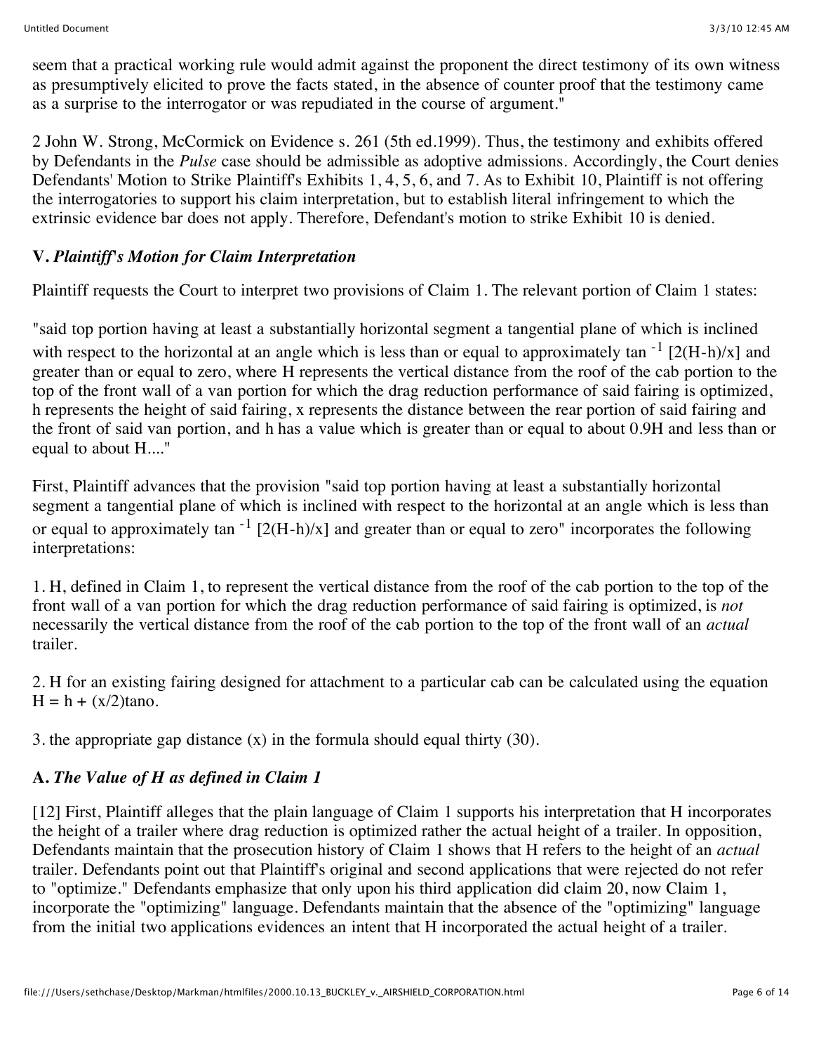seem that a practical working rule would admit against the proponent the direct testimony of its own witness as presumptively elicited to prove the facts stated, in the absence of counter proof that the testimony came as a surprise to the interrogator or was repudiated in the course of argument."

2 John W. Strong, McCormick on Evidence s. 261 (5th ed.1999). Thus, the testimony and exhibits offered by Defendants in the *Pulse* case should be admissible as adoptive admissions. Accordingly, the Court denies Defendants' Motion to Strike Plaintiff's Exhibits 1, 4, 5, 6, and 7. As to Exhibit 10, Plaintiff is not offering the interrogatories to support his claim interpretation, but to establish literal infringement to which the extrinsic evidence bar does not apply. Therefore, Defendant's motion to strike Exhibit 10 is denied.

### V. *Plaintiff's Motion for Claim Interpretation*

Plaintiff requests the Court to interpret two provisions of Claim 1. The relevant portion of Claim 1 states:

"said top portion having at least a substantially horizontal segment a tangential plane of which is inclined with respect to the horizontal at an angle which is less than or equal to approximately $\tan^{-1} [2(H-h)/x]$ and greater than or equal to zero, where H represents the vertical distance from the roof of the cab portion to the top of the front wall of a van portion for which the drag reduction performance of said fairing is optimized, h represents the height of said fairing, x represents the distance between the rear portion of said fairing and the front of said van portion, and h has a value which is greater than or equal to about 0.9H and less than or equal to about H...."

First, Plaintiff advances that the provision "said top portion having at least a substantially horizontal segment a tangential plane of which is inclined with respect to the horizontal at an angle which is less than or equal to approximately $\tan^{-1} [2(H-h)/x]$ and greater than or equal to zero" incorporates the following interpretations:

1. H, defined in Claim 1, to represent the vertical distance from the roof of the cab portion to the top of the front wall of a van portion for which the drag reduction performance of said fairing is optimized, is *not* necessarily the vertical distance from the roof of the cab portion to the top of the front wall of an *actual* trailer.

2. H for an existing fairing designed for attachment to a particular cab can be calculated using the equation $H = h + (x/2)\tan o$.

3. the appropriate gap distance (x) in the formula should equal thirty (30).

#### A. *The Value of H as defined in Claim 1*

[12] First, Plaintiff alleges that the plain language of Claim 1 supports his interpretation that H incorporates the height of a trailer where drag reduction is optimized rather the actual height of a trailer. In opposition, Defendants maintain that the prosecution history of Claim 1 shows that H refers to the height of an *actual* trailer. Defendants point out that Plaintiff's original and second applications that were rejected do not refer to "optimize." Defendants emphasize that only upon his third application did claim 20, now Claim 1, incorporate the "optimizing" language. Defendants maintain that the absence of the "optimizing" language from the initial two applications evidences an intent that H incorporated the actual height of a trailer.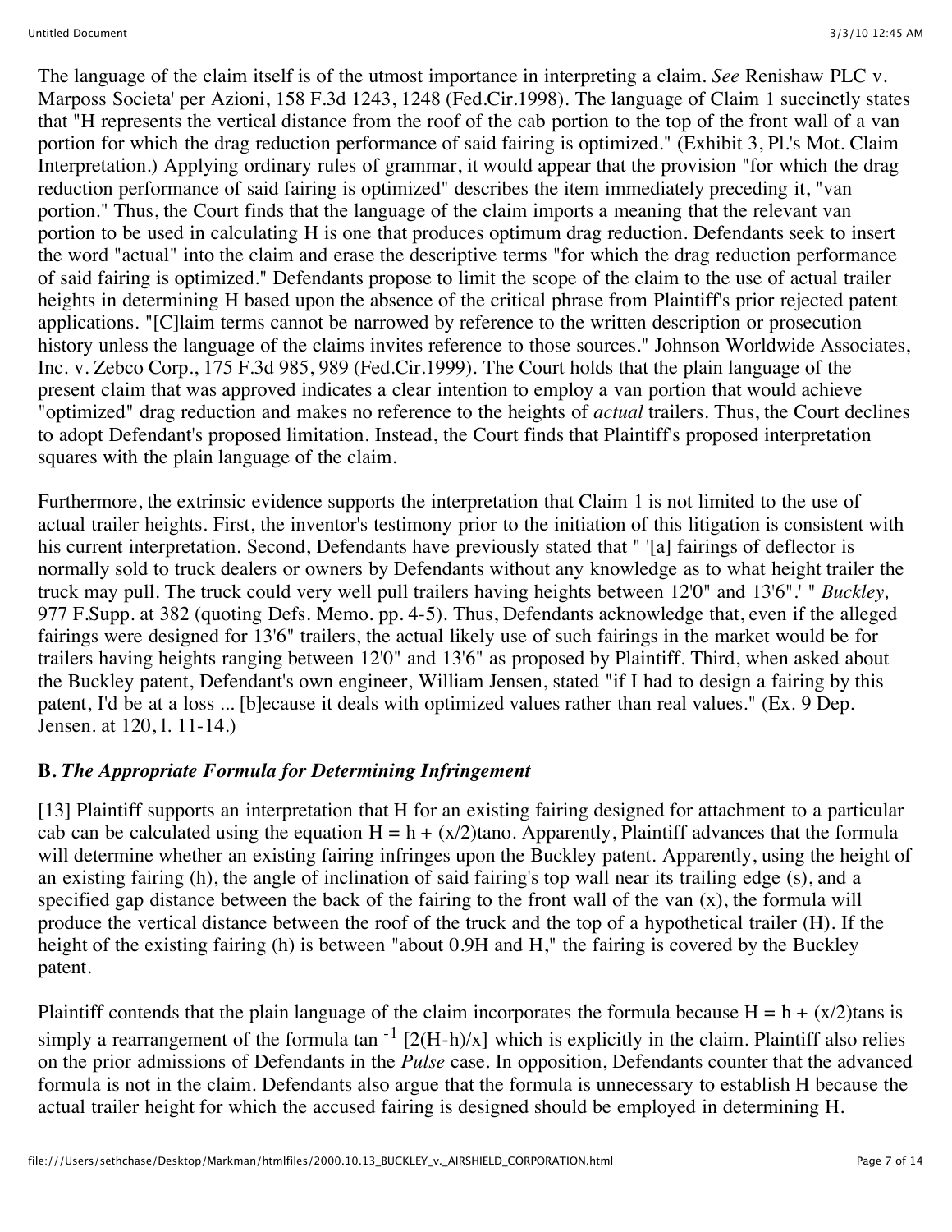The language of the claim itself is of the utmost importance in interpreting a claim. *See* Renishaw PLC v. Marposs Societa' per Azioni, 158 F.3d 1243, 1248 (Fed.Cir.1998). The language of Claim 1 succinctly states that "H represents the vertical distance from the roof of the cab portion to the top of the front wall of a van portion for which the drag reduction performance of said fairing is optimized." (Exhibit 3, Pl.'s Mot. Claim Interpretation.) Applying ordinary rules of grammar, it would appear that the provision "for which the drag reduction performance of said fairing is optimized" describes the item immediately preceding it, "van portion." Thus, the Court finds that the language of the claim imports a meaning that the relevant van portion to be used in calculating H is one that produces optimum drag reduction. Defendants seek to insert the word "actual" into the claim and erase the descriptive terms "for which the drag reduction performance of said fairing is optimized." Defendants propose to limit the scope of the claim to the use of actual trailer heights in determining H based upon the absence of the critical phrase from Plaintiff's prior rejected patent applications. "[C]laim terms cannot be narrowed by reference to the written description or prosecution history unless the language of the claims invites reference to those sources." Johnson Worldwide Associates, Inc. v. Zebco Corp., 175 F.3d 985, 989 (Fed.Cir.1999). The Court holds that the plain language of the present claim that was approved indicates a clear intention to employ a van portion that would achieve "optimized" drag reduction and makes no reference to the heights of *actual* trailers. Thus, the Court declines to adopt Defendant's proposed limitation. Instead, the Court finds that Plaintiff's proposed interpretation squares with the plain language of the claim.

Furthermore, the extrinsic evidence supports the interpretation that Claim 1 is not limited to the use of actual trailer heights. First, the inventor's testimony prior to the initiation of this litigation is consistent with his current interpretation. Second, Defendants have previously stated that " '[a] fairings of deflector is normally sold to truck dealers or owners by Defendants without any knowledge as to what height trailer the truck may pull. The truck could very well pull trailers having heights between 12'0" and 13'6".' " *Buckley,* 977 F.Supp. at 382 (quoting Defs. Memo. pp. 4-5). Thus, Defendants acknowledge that, even if the alleged fairings were designed for 13'6" trailers, the actual likely use of such fairings in the market would be for trailers having heights ranging between 12'0" and 13'6" as proposed by Plaintiff. Third, when asked about the Buckley patent, Defendant's own engineer, William Jensen, stated "if I had to design a fairing by this patent, I'd be at a loss ... [b]ecause it deals with optimized values rather than real values." (Ex. 9 Dep. Jensen. at 120, l. 11-14.)

### B. *The Appropriate Formula for Determining Infringement*

[13] Plaintiff supports an interpretation that H for an existing fairing designed for attachment to a particular cab can be calculated using the equation $H = h + (x/2)\tan o$. Apparently, Plaintiff advances that the formula will determine whether an existing fairing infringes upon the Buckley patent. Apparently, using the height of an existing fairing (h), the angle of inclination of said fairing's top wall near its trailing edge (s), and a specified gap distance between the back of the fairing to the front wall of the van (x), the formula will produce the vertical distance between the roof of the truck and the top of a hypothetical trailer (H). If the height of the existing fairing (h) is between "about 0.9H and H," the fairing is covered by the Buckley patent.

Plaintiff contends that the plain language of the claim incorporates the formula because $H = h + (x/2)\tan s$ is simply a rearrangement of the formula $\tan^{-1} [2(H\text{-}h)/x]$ which is explicitly in the claim. Plaintiff also relies on the prior admissions of Defendants in the *Pulse* case. In opposition, Defendants counter that the advanced formula is not in the claim. Defendants also argue that the formula is unnecessary to establish H because the actual trailer height for which the accused fairing is designed should be employed in determining H.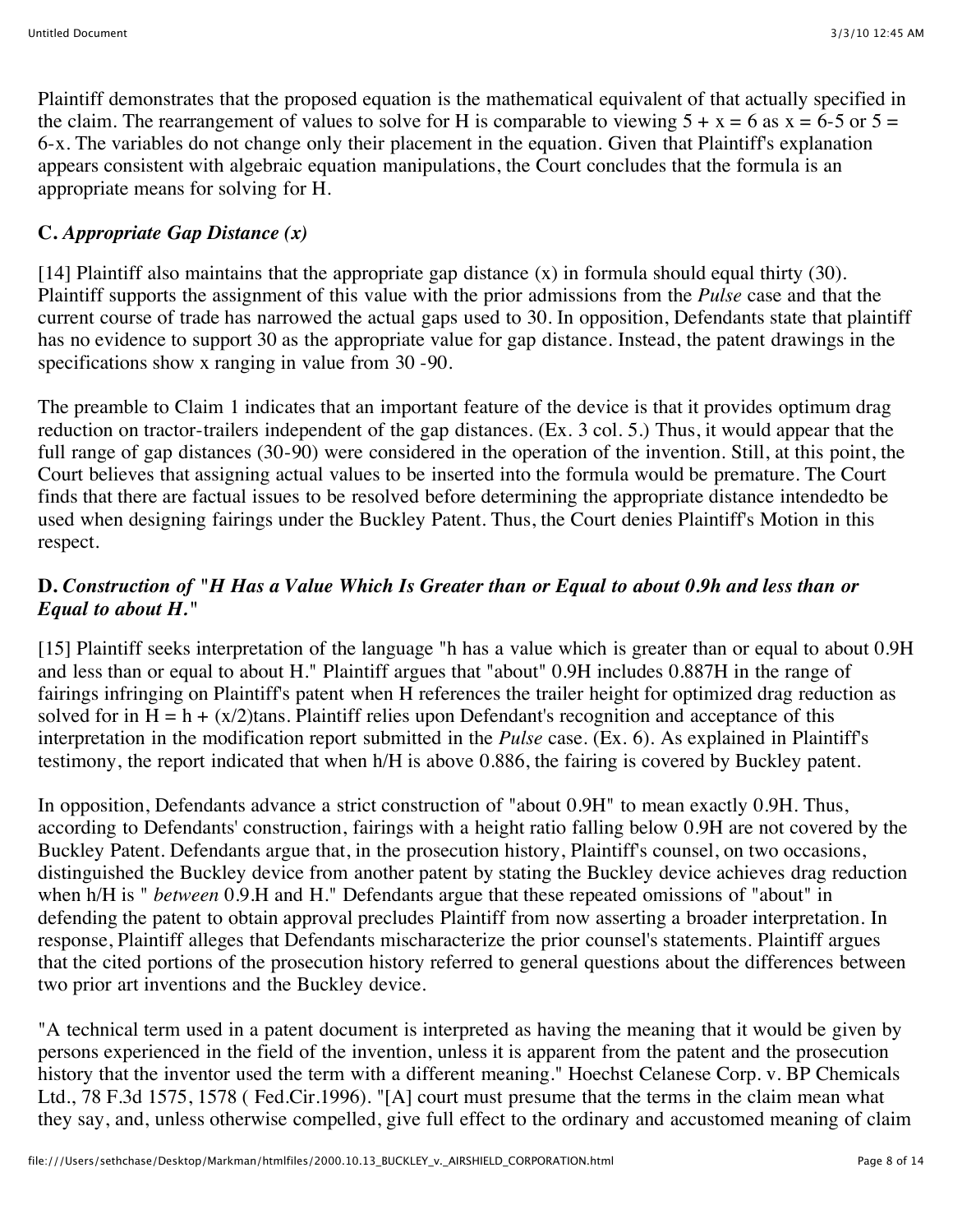Plaintiff demonstrates that the proposed equation is the mathematical equivalent of that actually specified in the claim. The rearrangement of values to solve for H is comparable to viewing $5 + x = 6$ as $x = 6\text{-}5$ or $5 = 6\text{-}x$. The variables do not change only their placement in the equation. Given that Plaintiff's explanation appears consistent with algebraic equation manipulations, the Court concludes that the formula is an appropriate means for solving for H.

### C. *Appropriate Gap Distance (x)*

[14] Plaintiff also maintains that the appropriate gap distance (x) in formula should equal thirty (30). Plaintiff supports the assignment of this value with the prior admissions from the *Pulse* case and that the current course of trade has narrowed the actual gaps used to 30. In opposition, Defendants state that plaintiff has no evidence to support 30 as the appropriate value for gap distance. Instead, the patent drawings in the specifications show x ranging in value from 30 -90.

The preamble to Claim 1 indicates that an important feature of the device is that it provides optimum drag reduction on tractor-trailers independent of the gap distances. (Ex. 3 col. 5.) Thus, it would appear that the full range of gap distances (30-90) were considered in the operation of the invention. Still, at this point, the Court believes that assigning actual values to be inserted into the formula would be premature. The Court finds that there are factual issues to be resolved before determining the appropriate distance intendedto be used when designing fairings under the Buckley Patent. Thus, the Court denies Plaintiff's Motion in this respect.

### D. *Construction of "H Has a Value Which Is Greater than or Equal to about 0.9h and less than or Equal to about H."*

[15] Plaintiff seeks interpretation of the language "h has a value which is greater than or equal to about 0.9H and less than or equal to about H." Plaintiff argues that "about" 0.9H includes 0.887H in the range of fairings infringing on Plaintiff's patent when H references the trailer height for optimized drag reduction as solved for in $H = h + (x/2)\text{tans}$. Plaintiff relies upon Defendant's recognition and acceptance of this interpretation in the modification report submitted in the *Pulse* case. (Ex. 6). As explained in Plaintiff's testimony, the report indicated that when h/H is above 0.886, the fairing is covered by Buckley patent.

In opposition, Defendants advance a strict construction of "about 0.9H" to mean exactly 0.9H. Thus, according to Defendants' construction, fairings with a height ratio falling below 0.9H are not covered by the Buckley Patent. Defendants argue that, in the prosecution history, Plaintiff's counsel, on two occasions, distinguished the Buckley device from another patent by stating the Buckley device achieves drag reduction when h/H is " *between* 0.9.H and H." Defendants argue that these repeated omissions of "about" in defending the patent to obtain approval precludes Plaintiff from now asserting a broader interpretation. In response, Plaintiff alleges that Defendants mischaracterize the prior counsel's statements. Plaintiff argues that the cited portions of the prosecution history referred to general questions about the differences between two prior art inventions and the Buckley device.

"A technical term used in a patent document is interpreted as having the meaning that it would be given by persons experienced in the field of the invention, unless it is apparent from the patent and the prosecution history that the inventor used the term with a different meaning." Hoechst Celanese Corp. v. BP Chemicals Ltd., 78 F.3d 1575, 1578 ( Fed.Cir.1996). "[A] court must presume that the terms in the claim mean what they say, and, unless otherwise compelled, give full effect to the ordinary and accustomed meaning of claim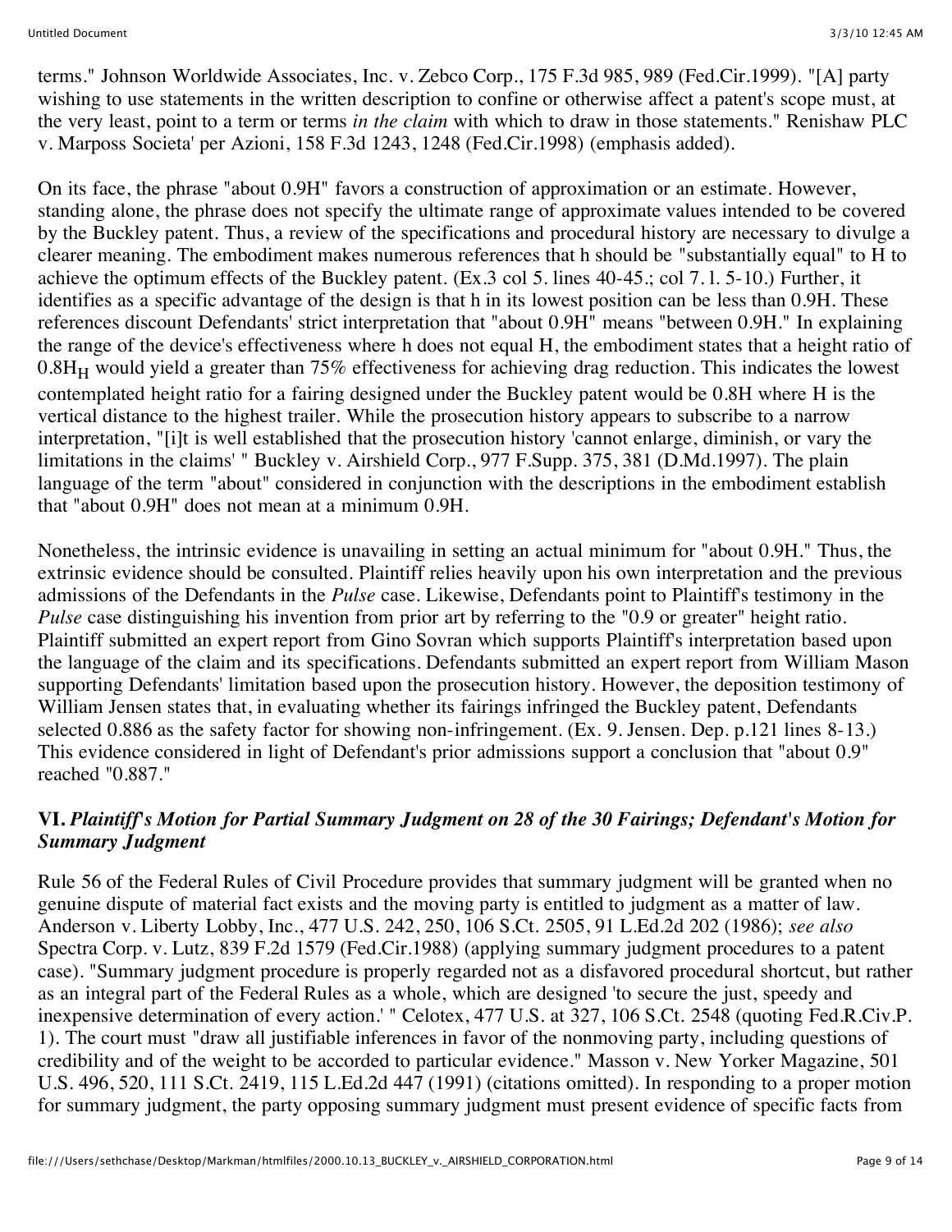terms." Johnson Worldwide Associates, Inc. v. Zebco Corp., 175 F.3d 985, 989 (Fed.Cir.1999). "[A] party wishing to use statements in the written description to confine or otherwise affect a patent's scope must, at the very least, point to a term or terms *in the claim* with which to draw in those statements." Renishaw PLC v. Marposs Societa' per Azioni, 158 F.3d 1243, 1248 (Fed.Cir.1998) (emphasis added).

On its face, the phrase "about 0.9H" favors a construction of approximation or an estimate. However, standing alone, the phrase does not specify the ultimate range of approximate values intended to be covered by the Buckley patent. Thus, a review of the specifications and procedural history are necessary to divulge a clearer meaning. The embodiment makes numerous references that h should be "substantially equal" to H to achieve the optimum effects of the Buckley patent. (Ex.3 col 5. lines 40-45.; col 7. l. 5-10.) Further, it identifies as a specific advantage of the design is that h in its lowest position can be less than 0.9H. These references discount Defendants' strict interpretation that "about 0.9H" means "between 0.9H." In explaining the range of the device's effectiveness where h does not equal H, the embodiment states that a height ratio of $0.8H_H$ would yield a greater than 75% effectiveness for achieving drag reduction. This indicates the lowest contemplated height ratio for a fairing designed under the Buckley patent would be 0.8H where H is the vertical distance to the highest trailer. While the prosecution history appears to subscribe to a narrow interpretation, "[i]t is well established that the prosecution history 'cannot enlarge, diminish, or vary the limitations in the claims' " Buckley v. Airshield Corp., 977 F.Supp. 375, 381 (D.Md.1997). The plain language of the term "about" considered in conjunction with the descriptions in the embodiment establish that "about 0.9H" does not mean at a minimum 0.9H.

Nonetheless, the intrinsic evidence is unavailing in setting an actual minimum for "about 0.9H." Thus, the extrinsic evidence should be consulted. Plaintiff relies heavily upon his own interpretation and the previous admissions of the Defendants in the *Pulse* case. Likewise, Defendants point to Plaintiff's testimony in the *Pulse* case distinguishing his invention from prior art by referring to the "0.9 or greater" height ratio. Plaintiff submitted an expert report from Gino Sovran which supports Plaintiff's interpretation based upon the language of the claim and its specifications. Defendants submitted an expert report from William Mason supporting Defendants' limitation based upon the prosecution history. However, the deposition testimony of William Jensen states that, in evaluating whether its fairings infringed the Buckley patent, Defendants selected 0.886 as the safety factor for showing non-infringement. (Ex. 9. Jensen. Dep. p.121 lines 8-13.) This evidence considered in light of Defendant's prior admissions support a conclusion that "about 0.9" reached "0.887."

### VI. *Plaintiff's Motion for Partial Summary Judgment on 28 of the 30 Fairings; Defendant's Motion for Summary Judgment*

Rule 56 of the Federal Rules of Civil Procedure provides that summary judgment will be granted when no genuine dispute of material fact exists and the moving party is entitled to judgment as a matter of law. Anderson v. Liberty Lobby, Inc., 477 U.S. 242, 250, 106 S.Ct. 2505, 91 L.Ed.2d 202 (1986); *see also* Spectra Corp. v. Lutz, 839 F.2d 1579 (Fed.Cir.1988) (applying summary judgment procedures to a patent case). "Summary judgment procedure is properly regarded not as a disfavored procedural shortcut, but rather as an integral part of the Federal Rules as a whole, which are designed 'to secure the just, speedy and inexpensive determination of every action.' " Celotex, 477 U.S. at 327, 106 S.Ct. 2548 (quoting Fed.R.Civ.P. 1). The court must "draw all justifiable inferences in favor of the nonmoving party, including questions of credibility and of the weight to be accorded to particular evidence." Masson v. New Yorker Magazine, 501 U.S. 496, 520, 111 S.Ct. 2419, 115 L.Ed.2d 447 (1991) (citations omitted). In responding to a proper motion for summary judgment, the party opposing summary judgment must present evidence of specific facts from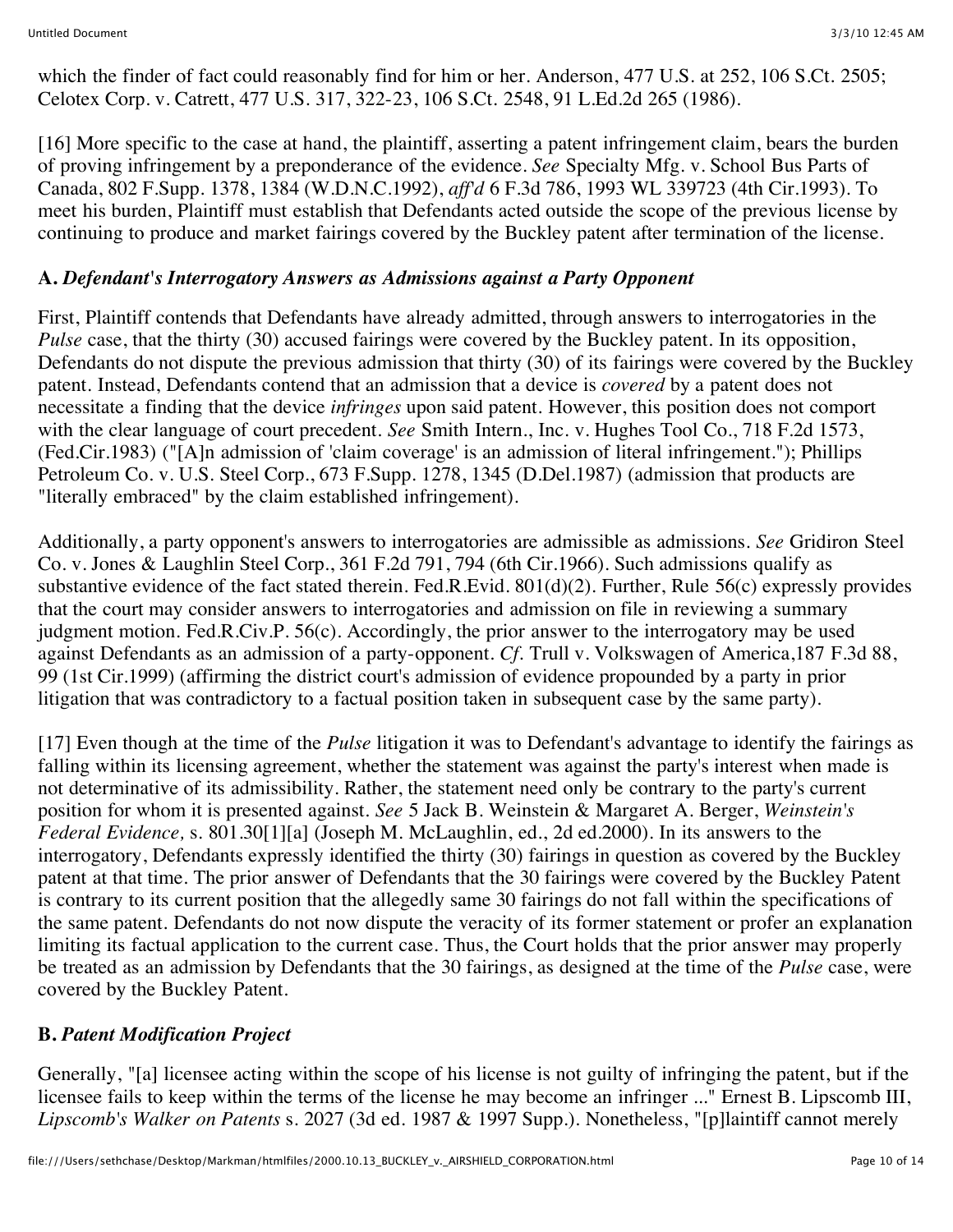which the finder of fact could reasonably find for him or her. Anderson, 477 U.S. at 252, 106 S.Ct. 2505; Celotex Corp. v. Catrett, 477 U.S. 317, 322-23, 106 S.Ct. 2548, 91 L.Ed.2d 265 (1986).

[16] More specific to the case at hand, the plaintiff, asserting a patent infringement claim, bears the burden of proving infringement by a preponderance of the evidence. *See* Specialty Mfg. v. School Bus Parts of Canada, 802 F.Supp. 1378, 1384 (W.D.N.C.1992), *aff'd* 6 F.3d 786, 1993 WL 339723 (4th Cir.1993). To meet his burden, Plaintiff must establish that Defendants acted outside the scope of the previous license by continuing to produce and market fairings covered by the Buckley patent after termination of the license.

### A. *Defendant's Interrogatory Answers as Admissions against a Party Opponent*

First, Plaintiff contends that Defendants have already admitted, through answers to interrogatories in the *Pulse* case, that the thirty (30) accused fairings were covered by the Buckley patent. In its opposition, Defendants do not dispute the previous admission that thirty (30) of its fairings were covered by the Buckley patent. Instead, Defendants contend that an admission that a device is *covered* by a patent does not necessitate a finding that the device *infringes* upon said patent. However, this position does not comport with the clear language of court precedent. *See* Smith Intern., Inc. v. Hughes Tool Co., 718 F.2d 1573, (Fed.Cir.1983) ("[A]n admission of 'claim coverage' is an admission of literal infringement."); Phillips Petroleum Co. v. U.S. Steel Corp., 673 F.Supp. 1278, 1345 (D.Del.1987) (admission that products are "literally embraced" by the claim established infringement).

Additionally, a party opponent's answers to interrogatories are admissible as admissions. *See* Gridiron Steel Co. v. Jones & Laughlin Steel Corp., 361 F.2d 791, 794 (6th Cir.1966). Such admissions qualify as substantive evidence of the fact stated therein. Fed.R.Evid. 801(d)(2). Further, Rule 56(c) expressly provides that the court may consider answers to interrogatories and admission on file in reviewing a summary judgment motion. Fed.R.Civ.P. 56(c). Accordingly, the prior answer to the interrogatory may be used against Defendants as an admission of a party-opponent. *Cf.* Trull v. Volkswagen of America,187 F.3d 88, 99 (1st Cir.1999) (affirming the district court's admission of evidence propounded by a party in prior litigation that was contradictory to a factual position taken in subsequent case by the same party).

[17] Even though at the time of the *Pulse* litigation it was to Defendant's advantage to identify the fairings as falling within its licensing agreement, whether the statement was against the party's interest when made is not determinative of its admissibility. Rather, the statement need only be contrary to the party's current position for whom it is presented against. *See* 5 Jack B. Weinstein & Margaret A. Berger, *Weinstein's Federal Evidence,* s. 801.30[1][a] (Joseph M. McLaughlin, ed., 2d ed.2000). In its answers to the interrogatory, Defendants expressly identified the thirty (30) fairings in question as covered by the Buckley patent at that time. The prior answer of Defendants that the 30 fairings were covered by the Buckley Patent is contrary to its current position that the allegedly same 30 fairings do not fall within the specifications of the same patent. Defendants do not now dispute the veracity of its former statement or profer an explanation limiting its factual application to the current case. Thus, the Court holds that the prior answer may properly be treated as an admission by Defendants that the 30 fairings, as designed at the time of the *Pulse* case, were covered by the Buckley Patent.

### B. *Patent Modification Project*

Generally, "[a] licensee acting within the scope of his license is not guilty of infringing the patent, but if the licensee fails to keep within the terms of the license he may become an infringer ..." Ernest B. Lipscomb III, *Lipscomb's Walker on Patents* s. 2027 (3d ed. 1987 & 1997 Supp.). Nonetheless, "[p]laintiff cannot merely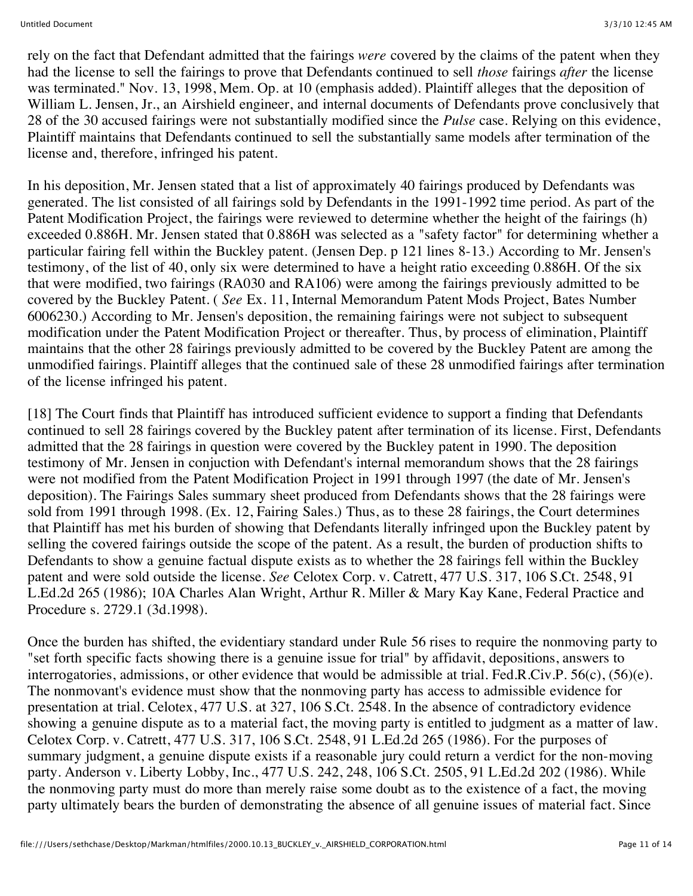rely on the fact that Defendant admitted that the fairings *were* covered by the claims of the patent when they had the license to sell the fairings to prove that Defendants continued to sell *those* fairings *after* the license was terminated." Nov. 13, 1998, Mem. Op. at 10 (emphasis added). Plaintiff alleges that the deposition of William L. Jensen, Jr., an Airshield engineer, and internal documents of Defendants prove conclusively that 28 of the 30 accused fairings were not substantially modified since the *Pulse* case. Relying on this evidence, Plaintiff maintains that Defendants continued to sell the substantially same models after termination of the license and, therefore, infringed his patent.

In his deposition, Mr. Jensen stated that a list of approximately 40 fairings produced by Defendants was generated. The list consisted of all fairings sold by Defendants in the 1991-1992 time period. As part of the Patent Modification Project, the fairings were reviewed to determine whether the height of the fairings (h) exceeded 0.886H. Mr. Jensen stated that 0.886H was selected as a "safety factor" for determining whether a particular fairing fell within the Buckley patent. (Jensen Dep. p 121 lines 8-13.) According to Mr. Jensen's testimony, of the list of 40, only six were determined to have a height ratio exceeding 0.886H. Of the six that were modified, two fairings (RA030 and RA106) were among the fairings previously admitted to be covered by the Buckley Patent. ( *See* Ex. 11, Internal Memorandum Patent Mods Project, Bates Number 6006230.) According to Mr. Jensen's deposition, the remaining fairings were not subject to subsequent modification under the Patent Modification Project or thereafter. Thus, by process of elimination, Plaintiff maintains that the other 28 fairings previously admitted to be covered by the Buckley Patent are among the unmodified fairings. Plaintiff alleges that the continued sale of these 28 unmodified fairings after termination of the license infringed his patent.

[18] The Court finds that Plaintiff has introduced sufficient evidence to support a finding that Defendants continued to sell 28 fairings covered by the Buckley patent after termination of its license. First, Defendants admitted that the 28 fairings in question were covered by the Buckley patent in 1990. The deposition testimony of Mr. Jensen in conjuction with Defendant's internal memorandum shows that the 28 fairings were not modified from the Patent Modification Project in 1991 through 1997 (the date of Mr. Jensen's deposition). The Fairings Sales summary sheet produced from Defendants shows that the 28 fairings were sold from 1991 through 1998. (Ex. 12, Fairing Sales.) Thus, as to these 28 fairings, the Court determines that Plaintiff has met his burden of showing that Defendants literally infringed upon the Buckley patent by selling the covered fairings outside the scope of the patent. As a result, the burden of production shifts to Defendants to show a genuine factual dispute exists as to whether the 28 fairings fell within the Buckley patent and were sold outside the license. *See* Celotex Corp. v. Catrett, 477 U.S. 317, 106 S.Ct. 2548, 91 L.Ed.2d 265 (1986); 10A Charles Alan Wright, Arthur R. Miller & Mary Kay Kane, Federal Practice and Procedure s. 2729.1 (3d.1998).

Once the burden has shifted, the evidentiary standard under Rule 56 rises to require the nonmoving party to "set forth specific facts showing there is a genuine issue for trial" by affidavit, depositions, answers to interrogatories, admissions, or other evidence that would be admissible at trial. Fed.R.Civ.P. 56(c), (56)(e). The nonmovant's evidence must show that the nonmoving party has access to admissible evidence for presentation at trial. Celotex, 477 U.S. at 327, 106 S.Ct. 2548. In the absence of contradictory evidence showing a genuine dispute as to a material fact, the moving party is entitled to judgment as a matter of law. Celotex Corp. v. Catrett, 477 U.S. 317, 106 S.Ct. 2548, 91 L.Ed.2d 265 (1986). For the purposes of summary judgment, a genuine dispute exists if a reasonable jury could return a verdict for the non-moving party. Anderson v. Liberty Lobby, Inc., 477 U.S. 242, 248, 106 S.Ct. 2505, 91 L.Ed.2d 202 (1986). While the nonmoving party must do more than merely raise some doubt as to the existence of a fact, the moving party ultimately bears the burden of demonstrating the absence of all genuine issues of material fact. Since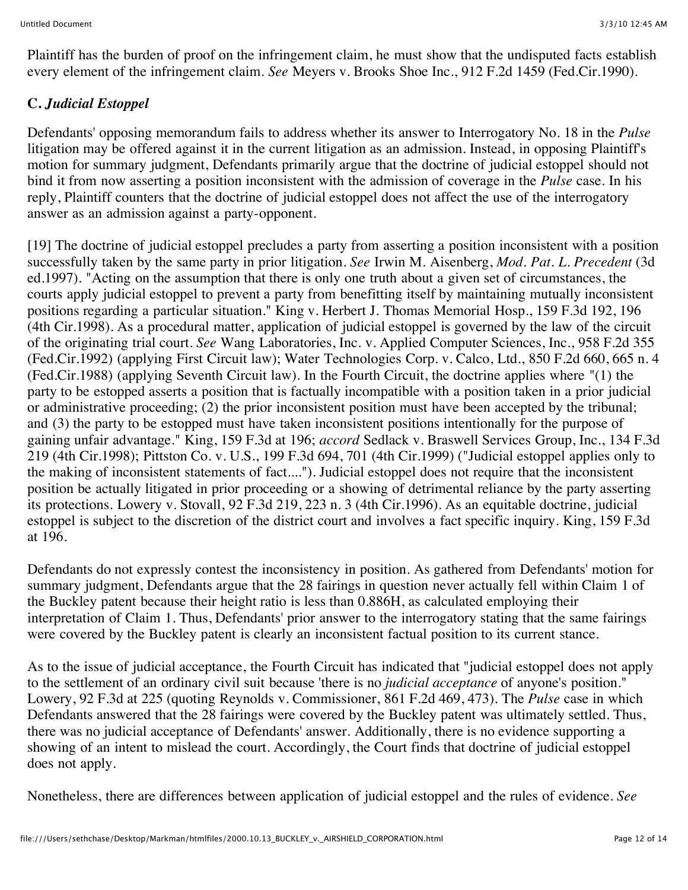Plaintiff has the burden of proof on the infringement claim, he must show that the undisputed facts establish every element of the infringement claim. *See* Meyers v. Brooks Shoe Inc., 912 F.2d 1459 (Fed.Cir.1990).

## C. *Judicial Estoppel*

Defendants' opposing memorandum fails to address whether its answer to Interrogatory No. 18 in the *Pulse* litigation may be offered against it in the current litigation as an admission. Instead, in opposing Plaintiff's motion for summary judgment, Defendants primarily argue that the doctrine of judicial estoppel should not bind it from now asserting a position inconsistent with the admission of coverage in the *Pulse* case. In his reply, Plaintiff counters that the doctrine of judicial estoppel does not affect the use of the interrogatory answer as an admission against a party-opponent.

[19] The doctrine of judicial estoppel precludes a party from asserting a position inconsistent with a position successfully taken by the same party in prior litigation. *See* Irwin M. Aisenberg, *Mod. Pat. L. Precedent* (3d ed.1997). "Acting on the assumption that there is only one truth about a given set of circumstances, the courts apply judicial estoppel to prevent a party from benefitting itself by maintaining mutually inconsistent positions regarding a particular situation." King v. Herbert J. Thomas Memorial Hosp., 159 F.3d 192, 196 (4th Cir.1998). As a procedural matter, application of judicial estoppel is governed by the law of the circuit of the originating trial court. *See* Wang Laboratories, Inc. v. Applied Computer Sciences, Inc., 958 F.2d 355 (Fed.Cir.1992) (applying First Circuit law); Water Technologies Corp. v. Calco, Ltd., 850 F.2d 660, 665 n. 4 (Fed.Cir.1988) (applying Seventh Circuit law). In the Fourth Circuit, the doctrine applies where "(1) the party to be estopped asserts a position that is factually incompatible with a position taken in a prior judicial or administrative proceeding; (2) the prior inconsistent position must have been accepted by the tribunal; and (3) the party to be estopped must have taken inconsistent positions intentionally for the purpose of gaining unfair advantage." King, 159 F.3d at 196; *accord* Sedlack v. Braswell Services Group, Inc., 134 F.3d 219 (4th Cir.1998); Pittston Co. v. U.S., 199 F.3d 694, 701 (4th Cir.1999) ("Judicial estoppel applies only to the making of inconsistent statements of fact...."). Judicial estoppel does not require that the inconsistent position be actually litigated in prior proceeding or a showing of detrimental reliance by the party asserting its protections. Lowery v. Stovall, 92 F.3d 219, 223 n. 3 (4th Cir.1996). As an equitable doctrine, judicial estoppel is subject to the discretion of the district court and involves a fact specific inquiry. King, 159 F.3d at 196.

Defendants do not expressly contest the inconsistency in position. As gathered from Defendants' motion for summary judgment, Defendants argue that the 28 fairings in question never actually fell within Claim 1 of the Buckley patent because their height ratio is less than 0.886H, as calculated employing their interpretation of Claim 1. Thus, Defendants' prior answer to the interrogatory stating that the same fairings were covered by the Buckley patent is clearly an inconsistent factual position to its current stance.

As to the issue of judicial acceptance, the Fourth Circuit has indicated that "judicial estoppel does not apply to the settlement of an ordinary civil suit because 'there is no *judicial acceptance* of anyone's position." Lowery, 92 F.3d at 225 (quoting Reynolds v. Commissioner, 861 F.2d 469, 473). The *Pulse* case in which Defendants answered that the 28 fairings were covered by the Buckley patent was ultimately settled. Thus, there was no judicial acceptance of Defendants' answer. Additionally, there is no evidence supporting a showing of an intent to mislead the court. Accordingly, the Court finds that doctrine of judicial estoppel does not apply.

Nonetheless, there are differences between application of judicial estoppel and the rules of evidence. *See*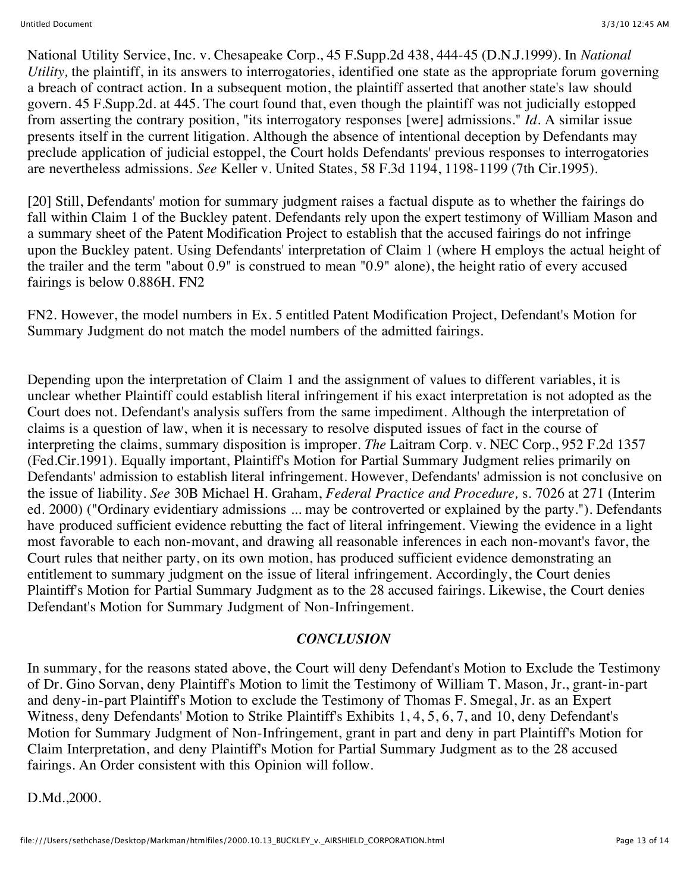National Utility Service, Inc. v. Chesapeake Corp., 45 F.Supp.2d 438, 444-45 (D.N.J.1999). In *National Utility,* the plaintiff, in its answers to interrogatories, identified one state as the appropriate forum governing a breach of contract action. In a subsequent motion, the plaintiff asserted that another state's law should govern. 45 F.Supp.2d. at 445. The court found that, even though the plaintiff was not judicially estopped from asserting the contrary position, "its interrogatory responses [were] admissions." *Id.* A similar issue presents itself in the current litigation. Although the absence of intentional deception by Defendants may preclude application of judicial estoppel, the Court holds Defendants' previous responses to interrogatories are nevertheless admissions. *See* Keller v. United States, 58 F.3d 1194, 1198-1199 (7th Cir.1995).

[20] Still, Defendants' motion for summary judgment raises a factual dispute as to whether the fairings do fall within Claim 1 of the Buckley patent. Defendants rely upon the expert testimony of William Mason and a summary sheet of the Patent Modification Project to establish that the accused fairings do not infringe upon the Buckley patent. Using Defendants' interpretation of Claim 1 (where H employs the actual height of the trailer and the term "about 0.9" is construed to mean "0.9" alone), the height ratio of every accused fairings is below 0.886H. FN2

FN2. However, the model numbers in Ex. 5 entitled Patent Modification Project, Defendant's Motion for Summary Judgment do not match the model numbers of the admitted fairings.

Depending upon the interpretation of Claim 1 and the assignment of values to different variables, it is unclear whether Plaintiff could establish literal infringement if his exact interpretation is not adopted as the Court does not. Defendant's analysis suffers from the same impediment. Although the interpretation of claims is a question of law, when it is necessary to resolve disputed issues of fact in the course of interpreting the claims, summary disposition is improper. *The* Laitram Corp. v. NEC Corp., 952 F.2d 1357 (Fed.Cir.1991). Equally important, Plaintiff's Motion for Partial Summary Judgment relies primarily on Defendants' admission to establish literal infringement. However, Defendants' admission is not conclusive on the issue of liability. *See* 30B Michael H. Graham, *Federal Practice and Procedure,* s. 7026 at 271 (Interim ed. 2000) ("Ordinary evidentiary admissions ... may be controverted or explained by the party."). Defendants have produced sufficient evidence rebutting the fact of literal infringement. Viewing the evidence in a light most favorable to each non-movant, and drawing all reasonable inferences in each non-movant's favor, the Court rules that neither party, on its own motion, has produced sufficient evidence demonstrating an entitlement to summary judgment on the issue of literal infringement. Accordingly, the Court denies Plaintiff's Motion for Partial Summary Judgment as to the 28 accused fairings. Likewise, the Court denies Defendant's Motion for Summary Judgment of Non-Infringement.

## *CONCLUSION*

In summary, for the reasons stated above, the Court will deny Defendant's Motion to Exclude the Testimony of Dr. Gino Sorvan, deny Plaintiff's Motion to limit the Testimony of William T. Mason, Jr., grant-in-part and deny-in-part Plaintiff's Motion to exclude the Testimony of Thomas F. Smegal, Jr. as an Expert Witness, deny Defendants' Motion to Strike Plaintiff's Exhibits 1, 4, 5, 6, 7, and 10, deny Defendant's Motion for Summary Judgment of Non-Infringement, grant in part and deny in part Plaintiff's Motion for Claim Interpretation, and deny Plaintiff's Motion for Partial Summary Judgment as to the 28 accused fairings. An Order consistent with this Opinion will follow.

D.Md.,2000.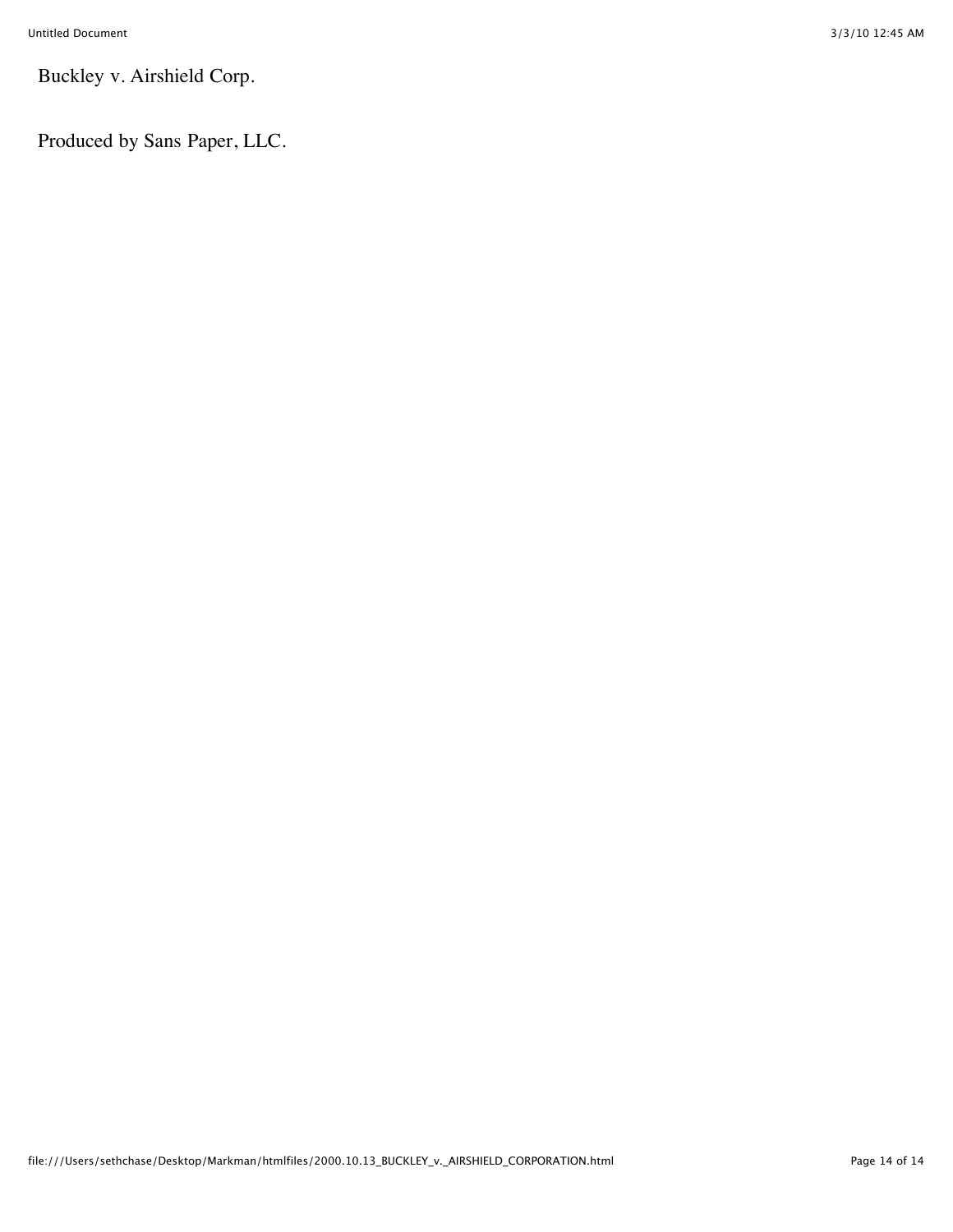Buckley v. Airshield Corp.

Produced by Sans Paper, LLC.